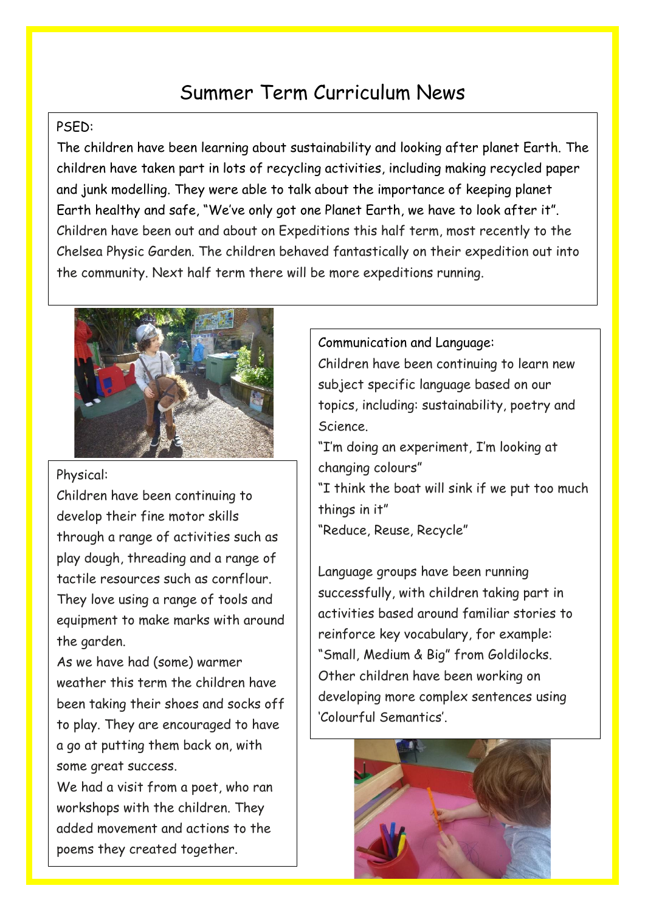# Summer Term Curriculum News

PSED:

The children have been learning about sustainability and looking after planet Earth. The children have taken part in lots of recycling activities, including making recycled paper and junk modelling. They were able to talk about the importance of keeping planet Earth healthy and safe, "We've only got one Planet Earth, we have to look after it". Children have been out and about on Expeditions this half term, most recently to the Chelsea Physic Garden. The children behaved fantastically on their expedition out into the community. Next half term there will be more expeditions running.

Physical:

Children have been continuing to develop their fine motor skills through a range of activities such as play dough, threading and a range of tactile resources such as cornflour. They love using a range of tools and equipment to make marks with around the garden.

As we have had (some) warmer weather this term the children have been taking their shoes and socks off to play. They are encouraged to have a go at putting them back on, with some great success.

We had a visit from a poet, who ran workshops with the children. They added movement and actions to the poems they created together.

Communication and Language:

Children have been continuing to learn new subject specific language based on our topics, including: sustainability, poetry and Science.

"I'm doing an experiment, I'm looking at changing colours"

"I think the boat will sink if we put too much things in it"

"Reduce, Reuse, Recycle"

Language groups have been running successfully, with children taking part in activities based around familiar stories to reinforce key vocabulary, for example: "Small, Medium & Big" from Goldilocks. Other children have been working on developing more complex sentences using 'Colourful Semantics'.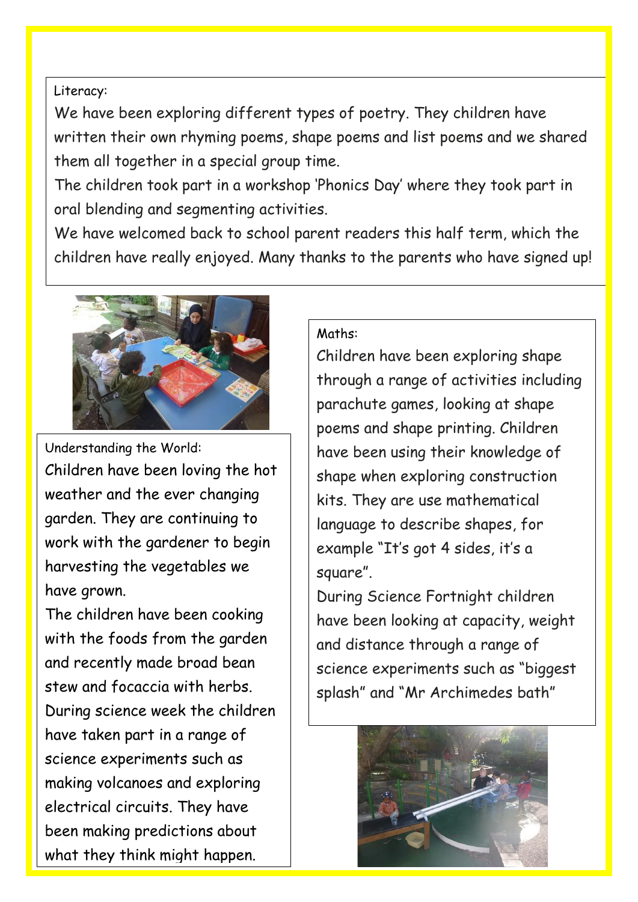Literacy:

We have been exploring different types of poetry. They children have written their own rhyming poems, shape poems and list poems and we shared them all together in a special group time.

The children took part in a workshop 'Phonics Day' where they took part in oral blending and segmenting activities.

We have welcomed back to school parent readers this half term, which the children have really enjoyed. Many thanks to the parents who have signed up!

Understanding the World:

Children have been loving the hot weather and the ever changing garden. They are continuing to work with the gardener to begin harvesting the vegetables we have grown.

The children have been cooking with the foods from the garden and recently made broad bean stew and focaccia with herbs.

During science week the children have taken part in a range of science experiments such as making volcanoes and exploring electrical circuits. They have been making predictions about what they think might happen.

Maths:

Children have been exploring shape through a range of activities including parachute games, looking at shape poems and shape printing. Children have been using their knowledge of shape when exploring construction kits. They are use mathematical language to describe shapes, for example "It's got 4 sides, it's a square".

During Science Fortnight children have been looking at capacity, weight and distance through a range of science experiments such as "biggest splash" and "Mr Archimedes bath"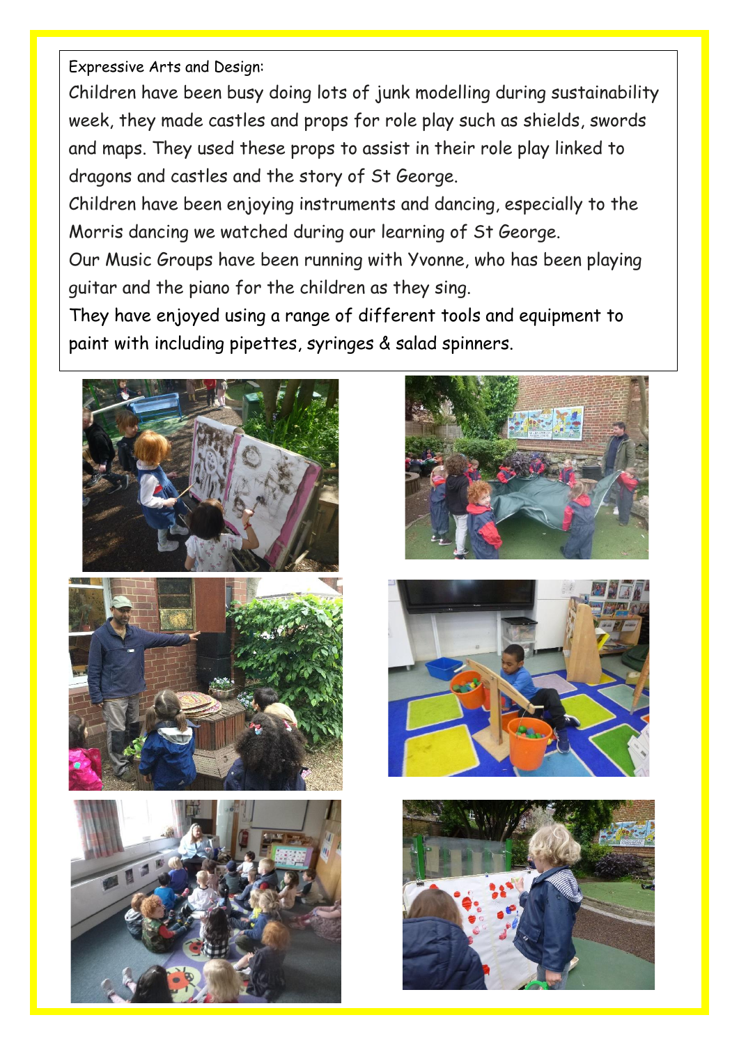Expressive Arts and Design:

Children have been busy doing lots of junk modelling during sustainability week, they made castles and props for role play such as shields, swords and maps. They used these props to assist in their role play linked to dragons and castles and the story of St George.

Children have been enjoying instruments and dancing, especially to the Morris dancing we watched during our learning of St George.

Our Music Groups have been running with Yvonne, who has been playing guitar and the piano for the children as they sing.

They have enjoyed using a range of different tools and equipment to paint with including pipettes, syringes & salad spinners.